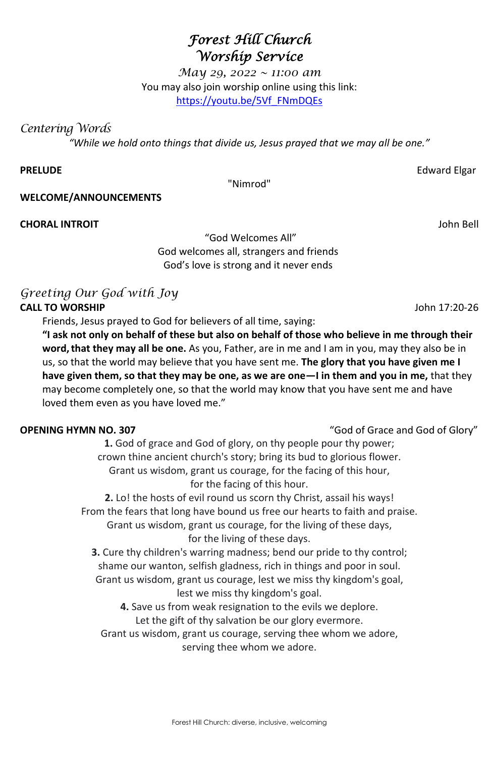# *Forest Hill Church*
# *Worship Service*

*May 29, 2022 ~ 11:00 am*

You may also join worship online using this link:
https://youtu.be/5Vf_FNmDQEs

## *Centering Words*

*"While we hold onto things that divide us, Jesus prayed that we may all be one."*

**PRELUDE** Edward Elgar

"Nimrod"

**WELCOME/ANNOUNCEMENTS**

**CHORAL INTROIT** John Bell

"God Welcomes All"
God welcomes all, strangers and friends
God's love is strong and it never ends

## *Greeting Our God with Joy*

**CALL TO WORSHIP** John 17:20-26

Friends, Jesus prayed to God for believers of all time, saying:
**"I ask not only on behalf of these but also on behalf of those who believe in me through their word, that they may all be one.** As you, Father, are in me and I am in you, may they also be in us, so that the world may believe that you have sent me. **The glory that you have given me I have given them, so that they may be one, as we are one—I in them and you in me,** that they may become completely one, so that the world may know that you have sent me and have loved them even as you have loved me."

**OPENING HYMN NO. 307** "God of Grace and God of Glory"

**1.** God of grace and God of glory, on thy people pour thy power;
crown thine ancient church's story; bring its bud to glorious flower.
Grant us wisdom, grant us courage, for the facing of this hour,
for the facing of this hour.

**2.** Lo! the hosts of evil round us scorn thy Christ, assail his ways!
From the fears that long have bound us free our hearts to faith and praise.
Grant us wisdom, grant us courage, for the living of these days,
for the living of these days.

**3.** Cure thy children's warring madness; bend our pride to thy control;
shame our wanton, selfish gladness, rich in things and poor in soul.
Grant us wisdom, grant us courage, lest we miss thy kingdom's goal,
lest we miss thy kingdom's goal.

**4.** Save us from weak resignation to the evils we deplore.
Let the gift of thy salvation be our glory evermore.
Grant us wisdom, grant us courage, serving thee whom we adore,
serving thee whom we adore.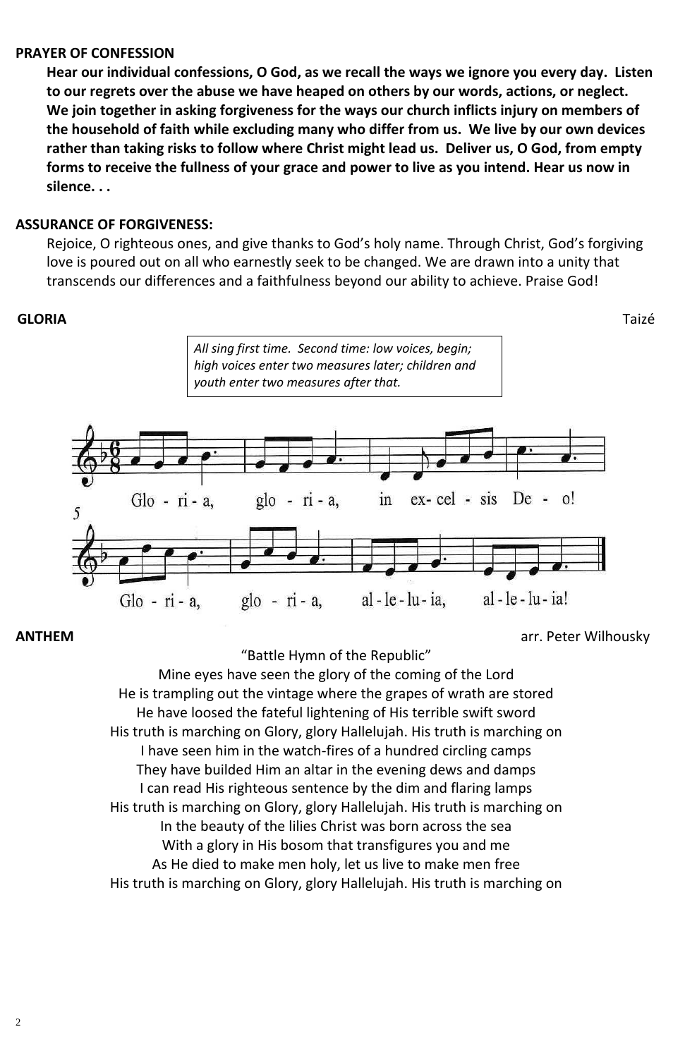**PRAYER OF CONFESSION**

**Hear our individual confessions, O God, as we recall the ways we ignore you every day. Listen to our regrets over the abuse we have heaped on others by our words, actions, or neglect. We join together in asking forgiveness for the ways our church inflicts injury on members of the household of faith while excluding many who differ from us. We live by our own devices rather than taking risks to follow where Christ might lead us. Deliver us, O God, from empty forms to receive the fullness of your grace and power to live as you intend. Hear us now in silence. . .**

**ASSURANCE OF FORGIVENESS:**

Rejoice, O righteous ones, and give thanks to God's holy name. Through Christ, God's forgiving love is poured out on all who earnestly seek to be changed. We are drawn into a unity that transcends our differences and a faithfulness beyond our ability to achieve. Praise God!

**GLORIA** Taizé

*All sing first time. Second time: low voices, begin; high voices enter two measures later; children and youth enter two measures after that.*

Glo - ri - a, glo - ri - a, in ex- cel - sis De - o!

5

Glo - ri - a, glo - ri - a, al - le - lu - ia, al - le - lu - ia!

**ANTHEM** arr. Peter Wilhousky

"Battle Hymn of the Republic"

Mine eyes have seen the glory of the coming of the Lord
He is trampling out the vintage where the grapes of wrath are stored
He have loosed the fateful lightening of His terrible swift sword
His truth is marching on Glory, glory Hallelujah. His truth is marching on
I have seen him in the watch-fires of a hundred circling camps
They have builded Him an altar in the evening dews and damps
I can read His righteous sentence by the dim and flaring lamps
His truth is marching on Glory, glory Hallelujah. His truth is marching on
In the beauty of the lilies Christ was born across the sea
With a glory in His bosom that transfigures you and me
As He died to make men holy, let us live to make men free
His truth is marching on Glory, glory Hallelujah. His truth is marching on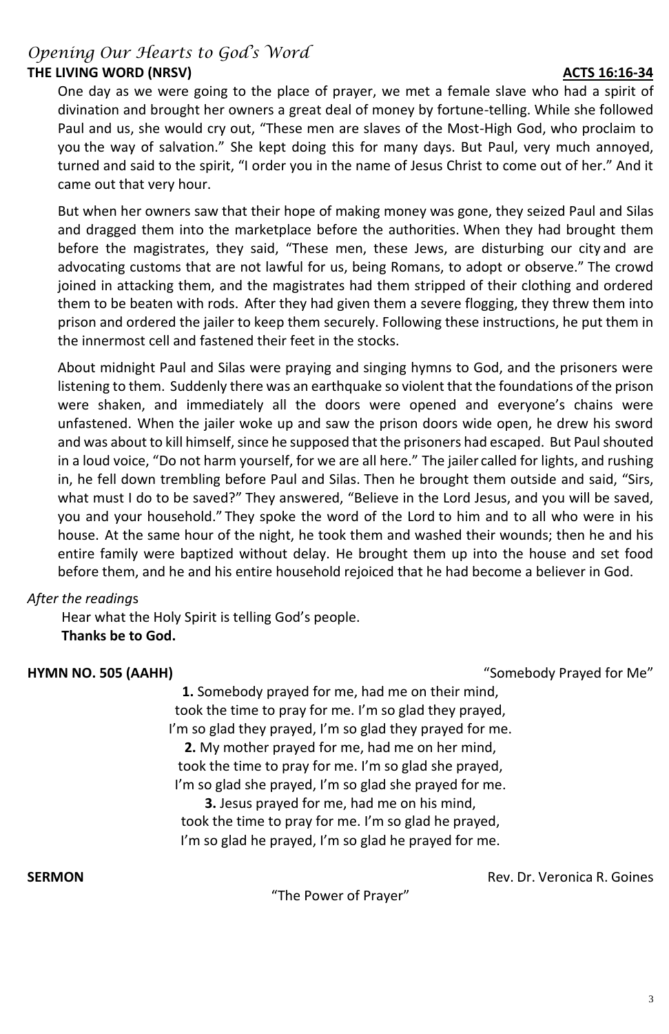## *Opening Our Hearts to God's Word*

**THE LIVING WORD (NRSV)** **ACTS 16:16-34**

One day as we were going to the place of prayer, we met a female slave who had a spirit of divination and brought her owners a great deal of money by fortune-telling. While she followed Paul and us, she would cry out, "These men are slaves of the Most-High God, who proclaim to you the way of salvation." She kept doing this for many days. But Paul, very much annoyed, turned and said to the spirit, "I order you in the name of Jesus Christ to come out of her." And it came out that very hour.

But when her owners saw that their hope of making money was gone, they seized Paul and Silas and dragged them into the marketplace before the authorities. When they had brought them before the magistrates, they said, "These men, these Jews, are disturbing our city and are advocating customs that are not lawful for us, being Romans, to adopt or observe." The crowd joined in attacking them, and the magistrates had them stripped of their clothing and ordered them to be beaten with rods. After they had given them a severe flogging, they threw them into prison and ordered the jailer to keep them securely. Following these instructions, he put them in the innermost cell and fastened their feet in the stocks.

About midnight Paul and Silas were praying and singing hymns to God, and the prisoners were listening to them. Suddenly there was an earthquake so violent that the foundations of the prison were shaken, and immediately all the doors were opened and everyone's chains were unfastened. When the jailer woke up and saw the prison doors wide open, he drew his sword and was about to kill himself, since he supposed that the prisoners had escaped. But Paul shouted in a loud voice, "Do not harm yourself, for we are all here." The jailer called for lights, and rushing in, he fell down trembling before Paul and Silas. Then he brought them outside and said, "Sirs, what must I do to be saved?" They answered, "Believe in the Lord Jesus, and you will be saved, you and your household." They spoke the word of the Lord to him and to all who were in his house. At the same hour of the night, he took them and washed their wounds; then he and his entire family were baptized without delay. He brought them up into the house and set food before them, and he and his entire household rejoiced that he had become a believer in God.

*After the readings*

Hear what the Holy Spirit is telling God's people.
**Thanks be to God.**

**HYMN NO. 505 (AAHH)** "Somebody Prayed for Me"

**1.** Somebody prayed for me, had me on their mind,
took the time to pray for me. I'm so glad they prayed,
I'm so glad they prayed, I'm so glad they prayed for me.
**2.** My mother prayed for me, had me on her mind,
took the time to pray for me. I'm so glad she prayed,
I'm so glad she prayed, I'm so glad she prayed for me.
**3.** Jesus prayed for me, had me on his mind,
took the time to pray for me. I'm so glad he prayed,
I'm so glad he prayed, I'm so glad he prayed for me.

**SERMON** Rev. Dr. Veronica R. Goines

"The Power of Prayer"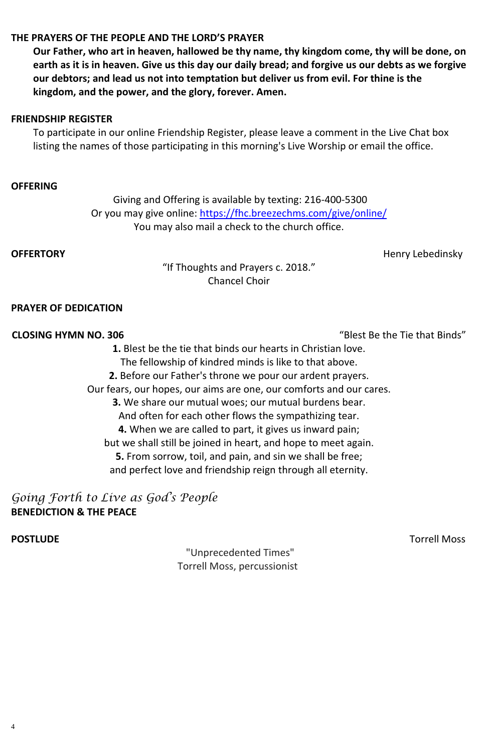**THE PRAYERS OF THE PEOPLE AND THE LORD'S PRAYER**

**Our Father, who art in heaven, hallowed be thy name, thy kingdom come, thy will be done, on earth as it is in heaven. Give us this day our daily bread; and forgive us our debts as we forgive our debtors; and lead us not into temptation but deliver us from evil. For thine is the kingdom, and the power, and the glory, forever. Amen.**

**FRIENDSHIP REGISTER**

To participate in our online Friendship Register, please leave a comment in the Live Chat box listing the names of those participating in this morning's Live Worship or email the office.

**OFFERING**

Giving and Offering is available by texting: 216-400-5300
Or you may give online: [https://fhc.breezechms.com/give/online/](https://fhc.breezechms.com/give/online/)
You may also mail a check to the church office.

**OFFERTORY** Henry Lebedinsky

"If Thoughts and Prayers c. 2018."
Chancel Choir

**PRAYER OF DEDICATION**

**CLOSING HYMN NO. 306** "Blest Be the Tie that Binds"

**1.** Blest be the tie that binds our hearts in Christian love.
The fellowship of kindred minds is like to that above.
**2.** Before our Father's throne we pour our ardent prayers.
Our fears, our hopes, our aims are one, our comforts and our cares.
**3.** We share our mutual woes; our mutual burdens bear.
And often for each other flows the sympathizing tear.
**4.** When we are called to part, it gives us inward pain;
but we shall still be joined in heart, and hope to meet again.
**5.** From sorrow, toil, and pain, and sin we shall be free;
and perfect love and friendship reign through all eternity.

*Going Forth to Live as God's People*

**BENEDICTION & THE PEACE**

**POSTLUDE** Torrell Moss

"Unprecedented Times"
Torrell Moss, percussionist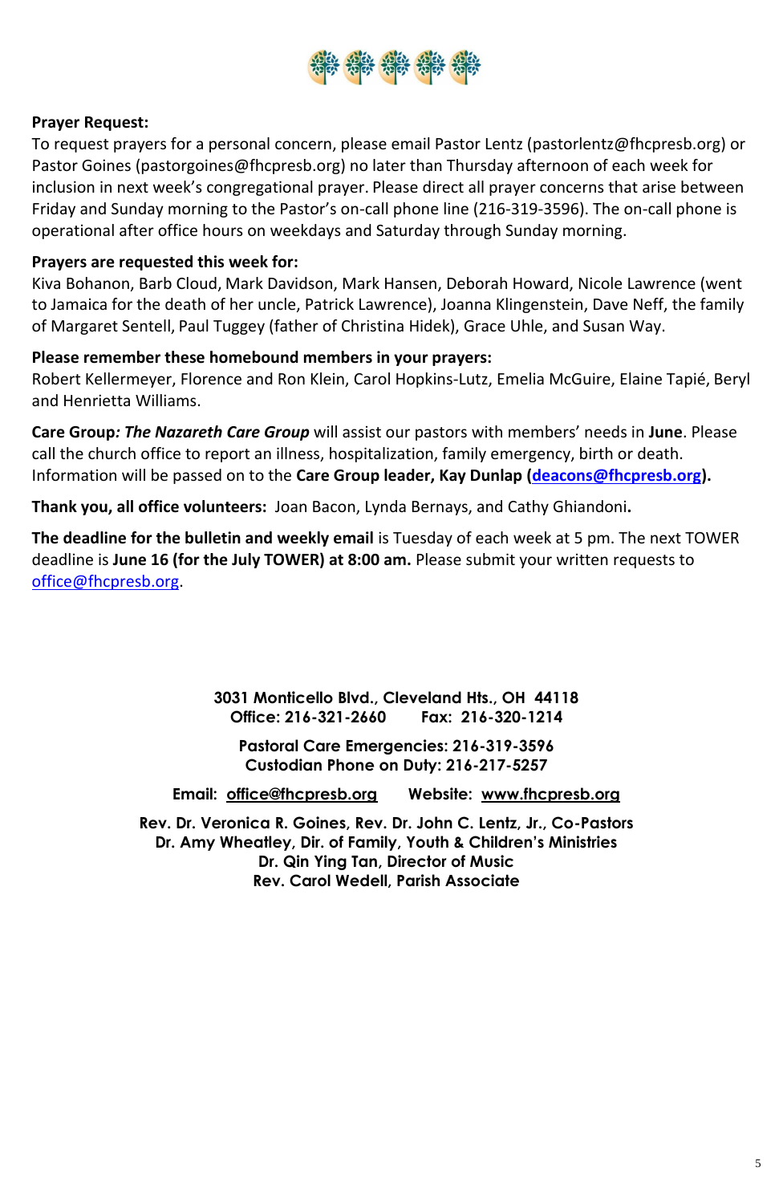**Prayer Request:**
To request prayers for a personal concern, please email Pastor Lentz (pastorlentz@fhcpresb.org) or Pastor Goines (pastorgoines@fhcpresb.org) no later than Thursday afternoon of each week for inclusion in next week's congregational prayer. Please direct all prayer concerns that arise between Friday and Sunday morning to the Pastor's on-call phone line (216-319-3596). The on-call phone is operational after office hours on weekdays and Saturday through Sunday morning.

**Prayers are requested this week for:**
Kiva Bohanon, Barb Cloud, Mark Davidson, Mark Hansen, Deborah Howard, Nicole Lawrence (went to Jamaica for the death of her uncle, Patrick Lawrence), Joanna Klingenstein, Dave Neff, the family of Margaret Sentell, Paul Tuggey (father of Christina Hidek), Grace Uhle, and Susan Way.

**Please remember these homebound members in your prayers:**
Robert Kellermeyer, Florence and Ron Klein, Carol Hopkins-Lutz, Emelia McGuire, Elaine Tapié, Beryl and Henrietta Williams.

**Care Group*****: The Nazareth Care Group*** will assist our pastors with members' needs in **June**. Please call the church office to report an illness, hospitalization, family emergency, birth or death. Information will be passed on to the **Care Group leader, Kay Dunlap (deacons@fhcpresb.org).**

**Thank you, all office volunteers:** Joan Bacon, Lynda Bernays, and Cathy Ghiandoni**.**

**The deadline for the bulletin and weekly email** is Tuesday of each week at 5 pm. The next TOWER deadline is **June 16 (for the July TOWER) at 8:00 am.** Please submit your written requests to office@fhcpresb.org.

**3031 Monticello Blvd., Cleveland Hts., OH 44118**
**Office: 216-321-2660 Fax: 216-320-1214**

**Pastoral Care Emergencies: 216-319-3596**
**Custodian Phone on Duty: 216-217-5257**

**Email: office@fhcpresb.org Website: www.fhcpresb.org**

**Rev. Dr. Veronica R. Goines, Rev. Dr. John C. Lentz, Jr., Co-Pastors**
**Dr. Amy Wheatley, Dir. of Family, Youth & Children's Ministries**
**Dr. Qin Ying Tan, Director of Music**
**Rev. Carol Wedell, Parish Associate**